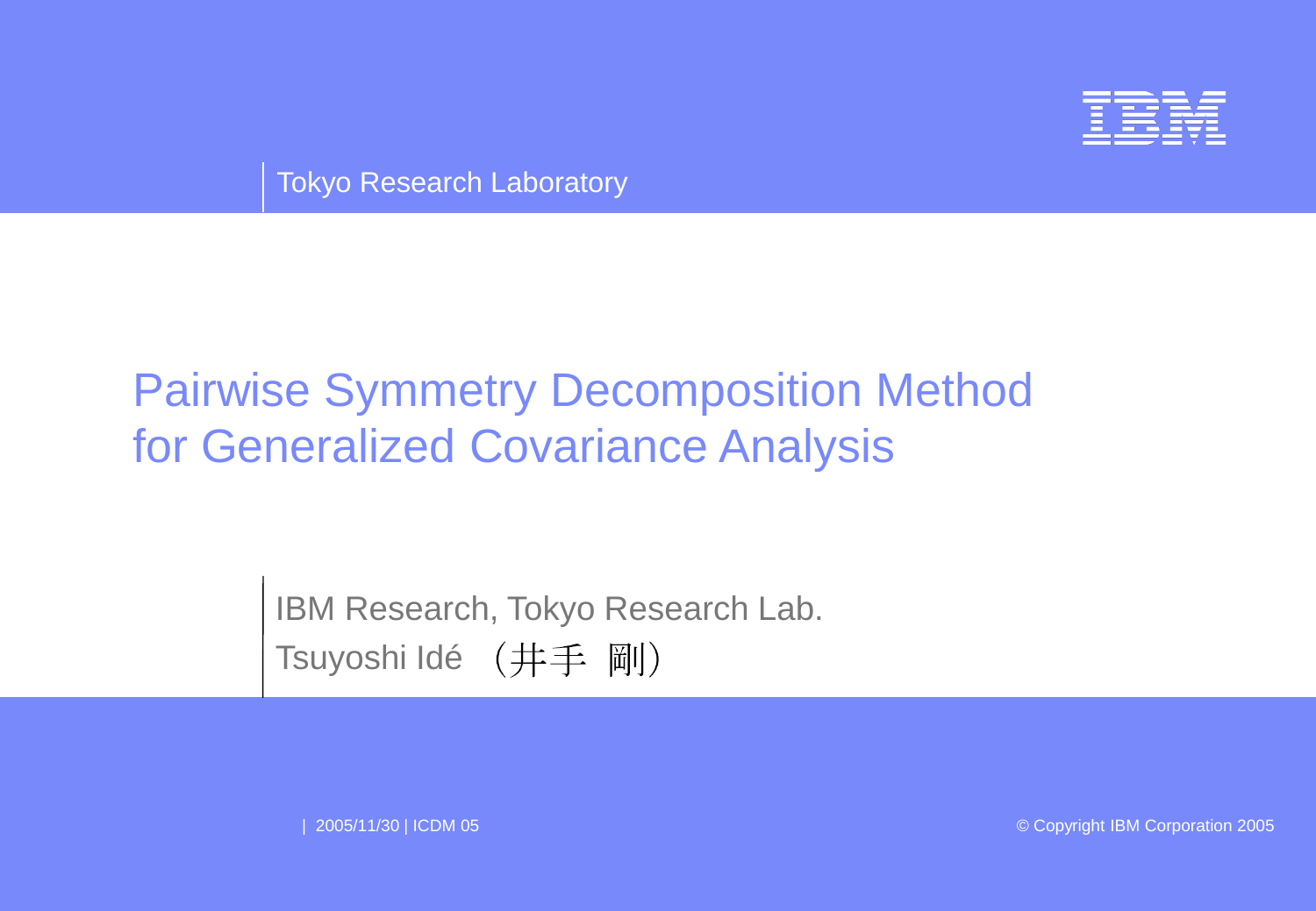Tokyo Research Laboratory

# Pairwise Symmetry Decomposition Method for Generalized Covariance Analysis

IBM Research, Tokyo Research Lab.

Tsuyoshi Idé （井手 剛）

| 2005/11/30 | ICDM 05

© Copyright IBM Corporation 2005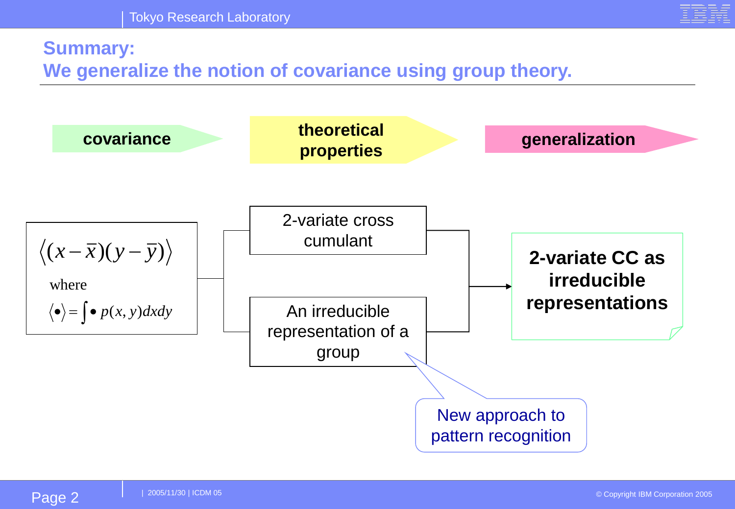## Summary:
## We generalize the notion of covariance using group theory.

**covariance** → **theoretical properties** → **generalization**

$$\langle (x-\bar{x})(y-\bar{y}) \rangle$$

where

$$\langle \bullet \rangle = \int \bullet \, p(x,y)dxdy$$

- 2-variate cross cumulant
- An irreducible representation of a group

→ **2-variate CC as irreducible representations**

New approach to pattern recognition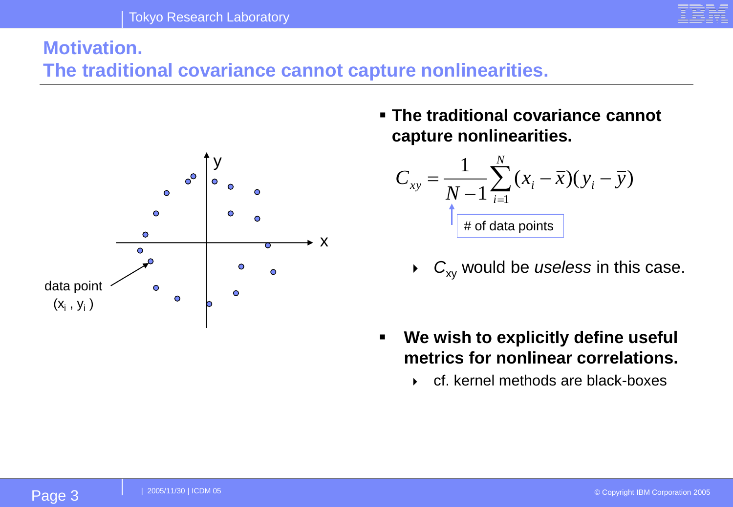# Motivation.
# The traditional covariance cannot capture nonlinearities.

data point $(x_i, y_i)$

- **The traditional covariance cannot capture nonlinearities.**

$$C_{xy} = \frac{1}{N-1}\sum_{i=1}^{N}(x_i - \bar{x})(y_i - \bar{y})$$

$N$: # of data points

  - $C_{xy}$ would be *useless* in this case.

- **We wish to explicitly define useful metrics for nonlinear correlations.**
  - cf. kernel methods are black-boxes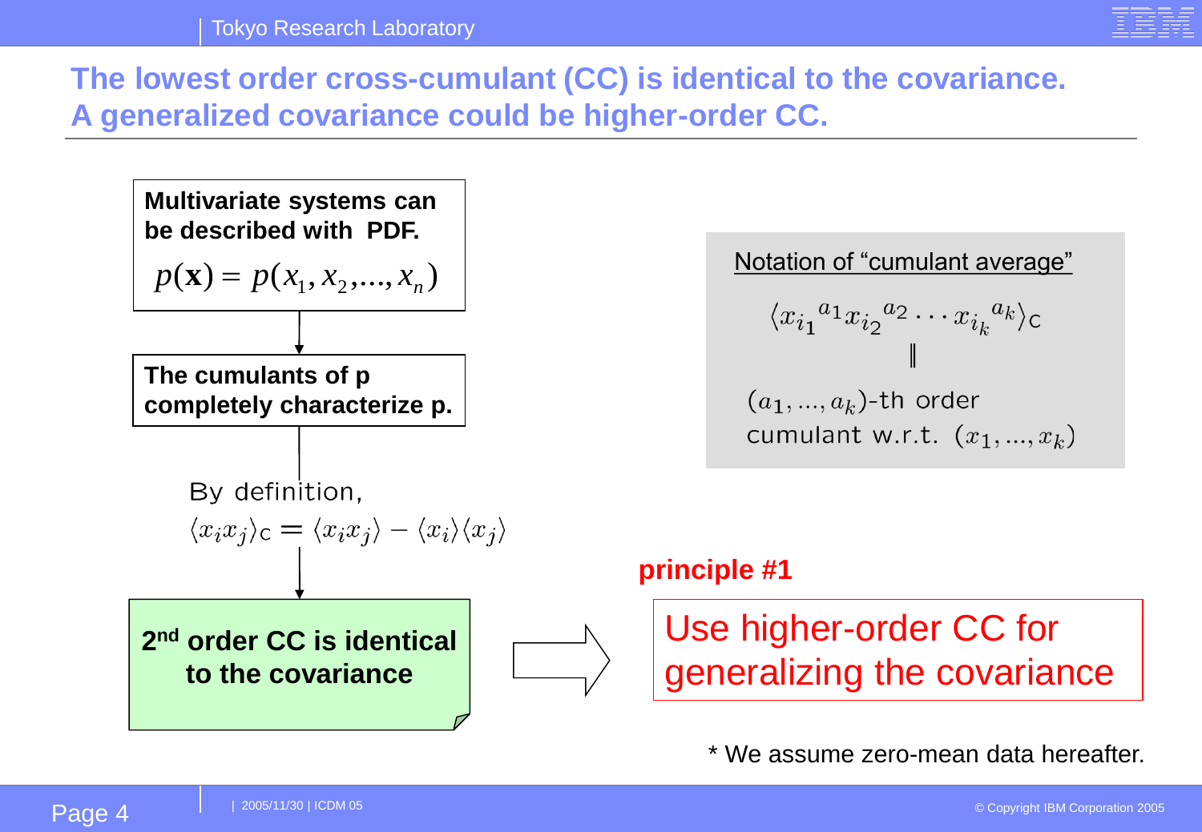# The lowest order cross-cumulant (CC) is identical to the covariance. A generalized covariance could be higher-order CC.

**Multivariate systems can be described with PDF.**

$$p(\mathbf{x}) = p(x_1, x_2, ..., x_n)$$

**The cumulants of p completely characterize p.**

By definition,

$$\langle x_i x_j \rangle_{\mathrm{C}} = \langle x_i x_j \rangle - \langle x_i \rangle \langle x_j \rangle$$

**2nd order CC is identical to the covariance**

Notation of "cumulant average"

$$\langle {x_{i_1}}^{a_1} {x_{i_2}}^{a_2} \cdots {x_{i_k}}^{a_k} \rangle_{\mathrm{C}}$$

$$\|$$

$(a_1, ..., a_k)$-th order cumulant w.r.t. $(x_1, ..., x_k)$

**principle #1**

Use higher-order CC for generalizing the covariance

\* We assume zero-mean data hereafter.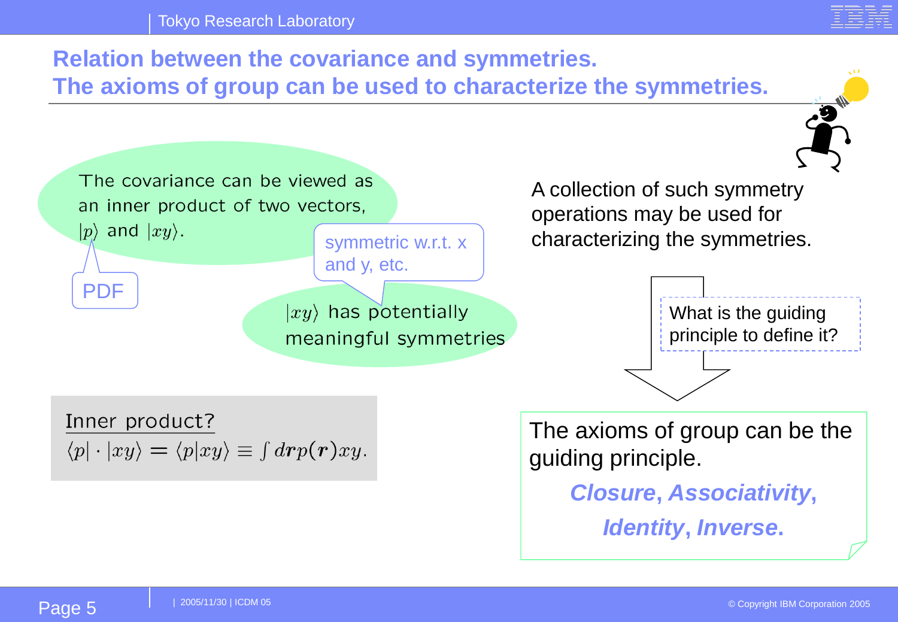# Relation between the covariance and symmetries. The axioms of group can be used to characterize the symmetries.

The covariance can be viewed as an inner product of two vectors, $|p\rangle$ and $|xy\rangle$.

PDF

symmetric w.r.t. x and y, etc.

$|xy\rangle$ has potentially meaningful symmetries

Inner product?

$\langle p| \cdot |xy\rangle = \langle p|xy\rangle \equiv \int d\boldsymbol{r} p(\boldsymbol{r}) xy.$

A collection of such symmetry operations may be used for characterizing the symmetries.

What is the guiding principle to define it?

The axioms of group can be the guiding principle.

***Closure*, *Associativity*, *Identity*, *Inverse*.**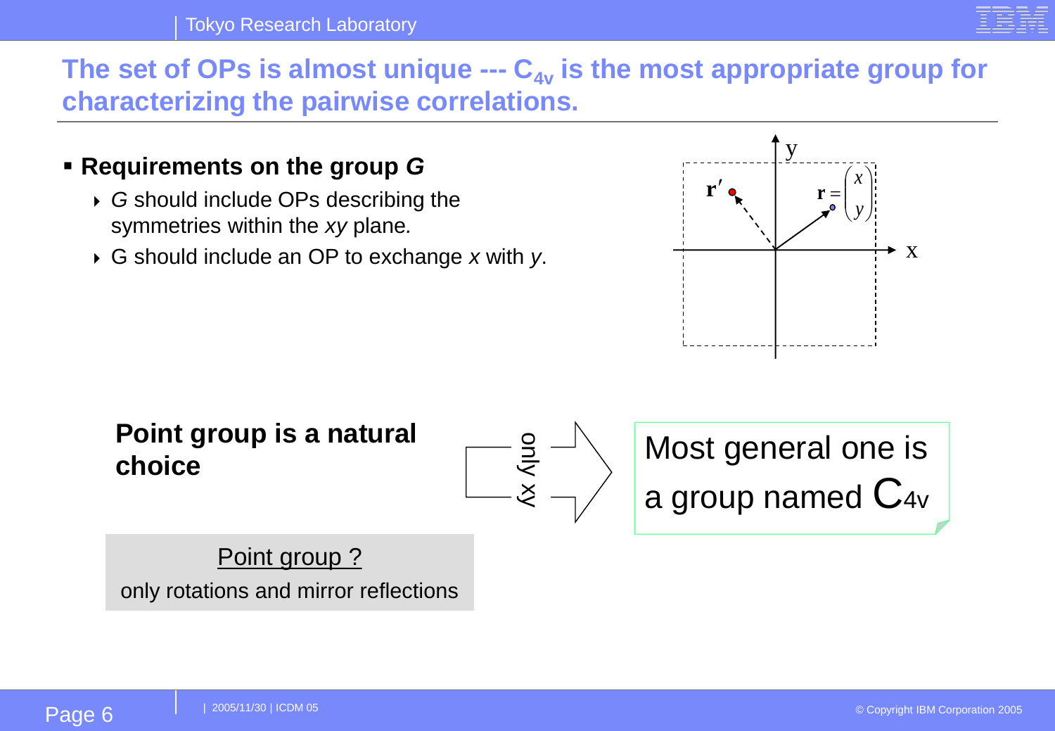# The set of OPs is almost unique --- $C_{4v}$ is the most appropriate group for characterizing the pairwise correlations.

- **Requirements on the group *G***
  - *G* should include OPs describing the symmetries within the *xy* plane.
  - G should include an OP to exchange *x* with *y*.

$$\mathbf{r} = \begin{pmatrix} x \\ y \end{pmatrix}, \quad \mathbf{r}'$$

**Point group is a natural choice**

only xy

Most general one is a group named $C_{4v}$

<u>Point group ?</u>

only rotations and mirror reflections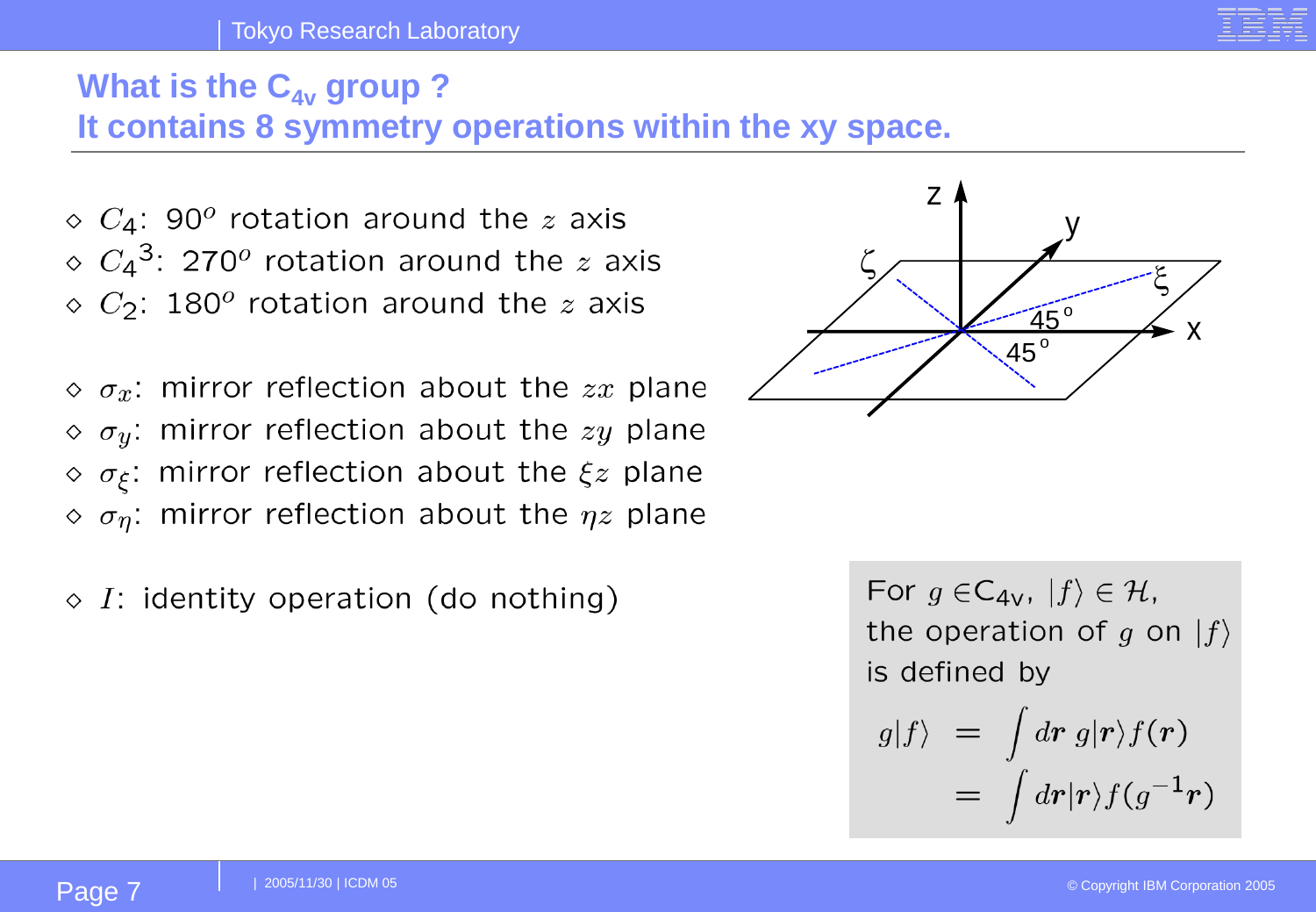# What is the $C_{4v}$ group ? It contains 8 symmetry operations within the xy space.

- $C_4$: $90^o$ rotation around the $z$ axis
- ${C_4}^3$: $270^o$ rotation around the $z$ axis
- $C_2$: $180^o$ rotation around the $z$ axis

- $\sigma_x$: mirror reflection about the $zx$ plane
- $\sigma_y$: mirror reflection about the $zy$ plane
- $\sigma_\xi$: mirror reflection about the $\xi z$ plane
- $\sigma_\eta$: mirror reflection about the $\eta z$ plane

- $I$: identity operation (do nothing)

For $g \in C_{4v}$, $|f\rangle \in \mathcal{H}$, the operation of $g$ on $|f\rangle$ is defined by

$$
\begin{aligned}
g|f\rangle &= \int d\boldsymbol{r}\; g|\boldsymbol{r}\rangle f(\boldsymbol{r}) \\
&= \int d\boldsymbol{r} |\boldsymbol{r}\rangle f(g^{-1}\boldsymbol{r})
\end{aligned}
$$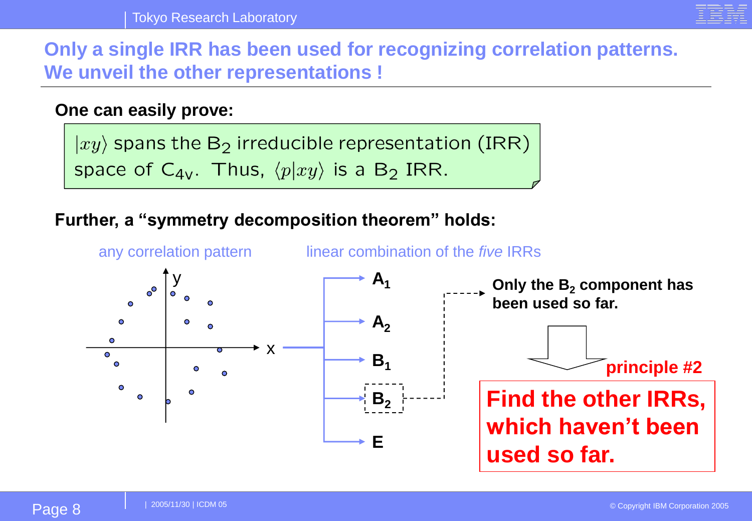# Only a single IRR has been used for recognizing correlation patterns. We unveil the other representations !

**One can easily prove:**

> $|xy\rangle$ spans the $B_2$ irreducible representation (IRR) space of $C_{4v}$. Thus, $\langle p|xy\rangle$ is a $B_2$ IRR.

**Further, a "symmetry decomposition theorem" holds:**

any correlation pattern → linear combination of the *five* IRRs

- $A_1$
- $A_2$
- $B_1$
- $B_2$
- $E$

**Only the $B_2$ component has been used so far.**

**principle #2**

**Find the other IRRs, which haven't been used so far.**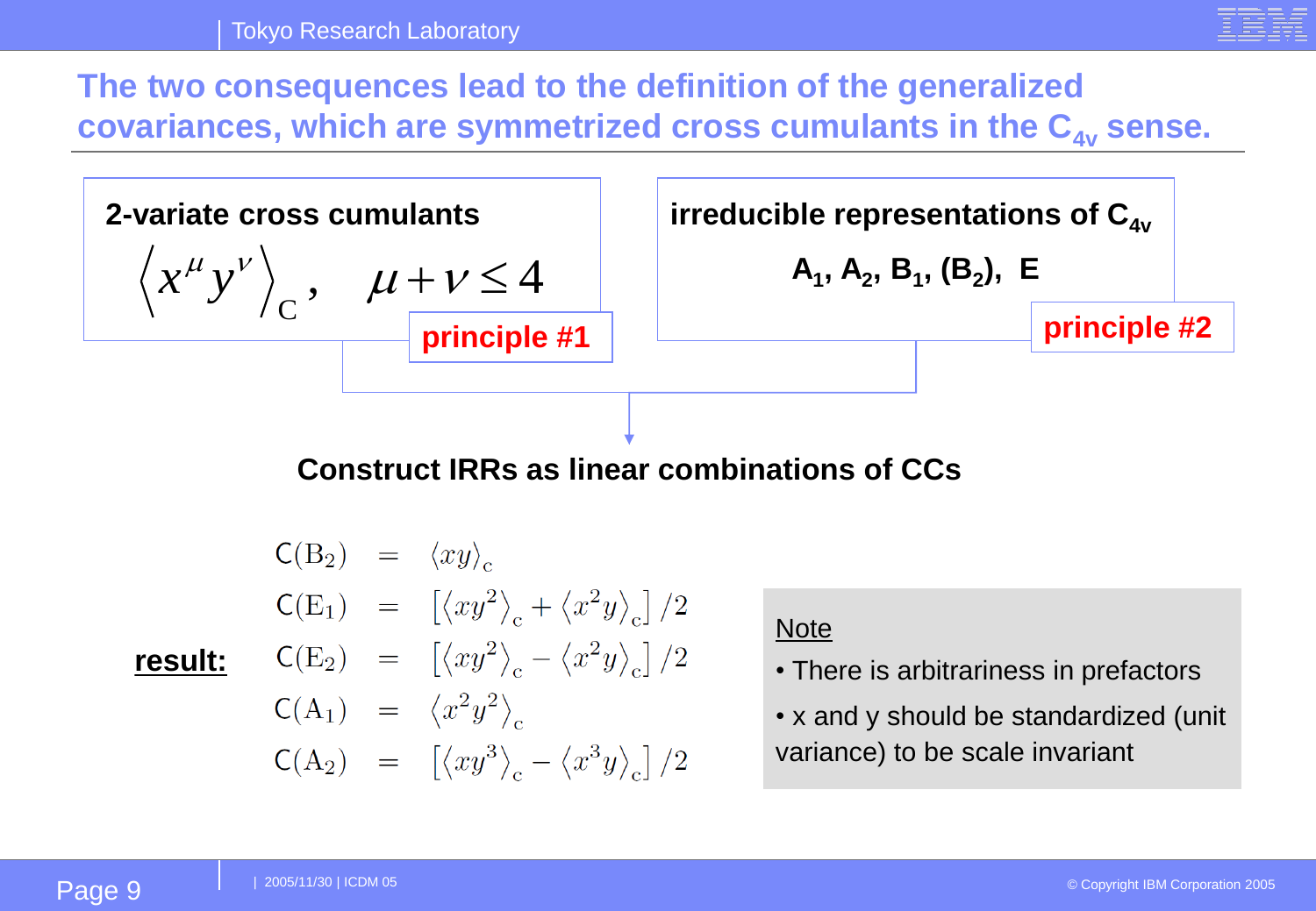# The two consequences lead to the definition of the generalized covariances, which are symmetrized cross cumulants in the $C_{4v}$ sense.

**2-variate cross cumulants**

$$\left\langle x^{\mu} y^{\nu} \right\rangle_{\mathrm{C}}, \quad \mu + \nu \le 4$$

**principle #1**

**irreducible representations of $C_{4v}$**

**$A_1$, $A_2$, $B_1$, ($B_2$), E**

**principle #2**

**Construct IRRs as linear combinations of CCs**

**result:**

$$
\begin{aligned}
\mathsf{C}(\mathrm{B}_2) &= \langle xy \rangle_{\mathrm{c}} \\
\mathsf{C}(\mathrm{E}_1) &= \left[ \langle xy^2 \rangle_{\mathrm{c}} + \langle x^2 y \rangle_{\mathrm{c}} \right] / 2 \\
\mathsf{C}(\mathrm{E}_2) &= \left[ \langle xy^2 \rangle_{\mathrm{c}} - \langle x^2 y \rangle_{\mathrm{c}} \right] / 2 \\
\mathsf{C}(\mathrm{A}_1) &= \langle x^2 y^2 \rangle_{\mathrm{c}} \\
\mathsf{C}(\mathrm{A}_2) &= \left[ \langle xy^3 \rangle_{\mathrm{c}} - \langle x^3 y \rangle_{\mathrm{c}} \right] / 2
\end{aligned}
$$

<u>Note</u>

- There is arbitrariness in prefactors
- x and y should be standardized (unit variance) to be scale invariant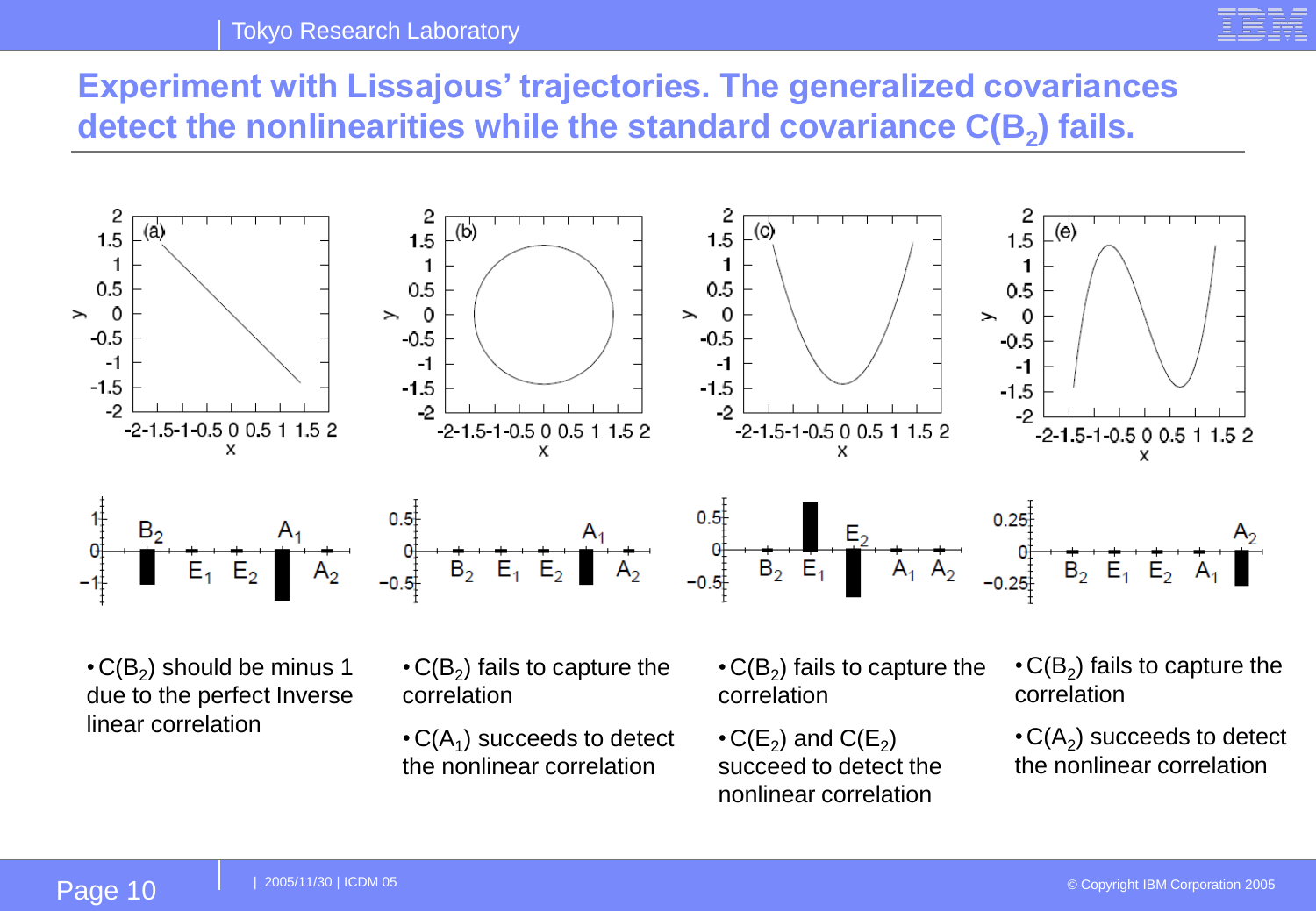# Experiment with Lissajous' trajectories. The generalized covariances detect the nonlinearities while the standard covariance $C(B_2)$ fails.

- $C(B_2)$ should be minus 1 due to the perfect Inverse linear correlation

- $C(B_2)$ fails to capture the correlation
- $C(A_1)$ succeeds to detect the nonlinear correlation

- $C(B_2)$ fails to capture the correlation
- $C(E_2)$ and $C(E_2)$ succeed to detect the nonlinear correlation

- $C(B_2)$ fails to capture the correlation
- $C(A_2)$ succeeds to detect the nonlinear correlation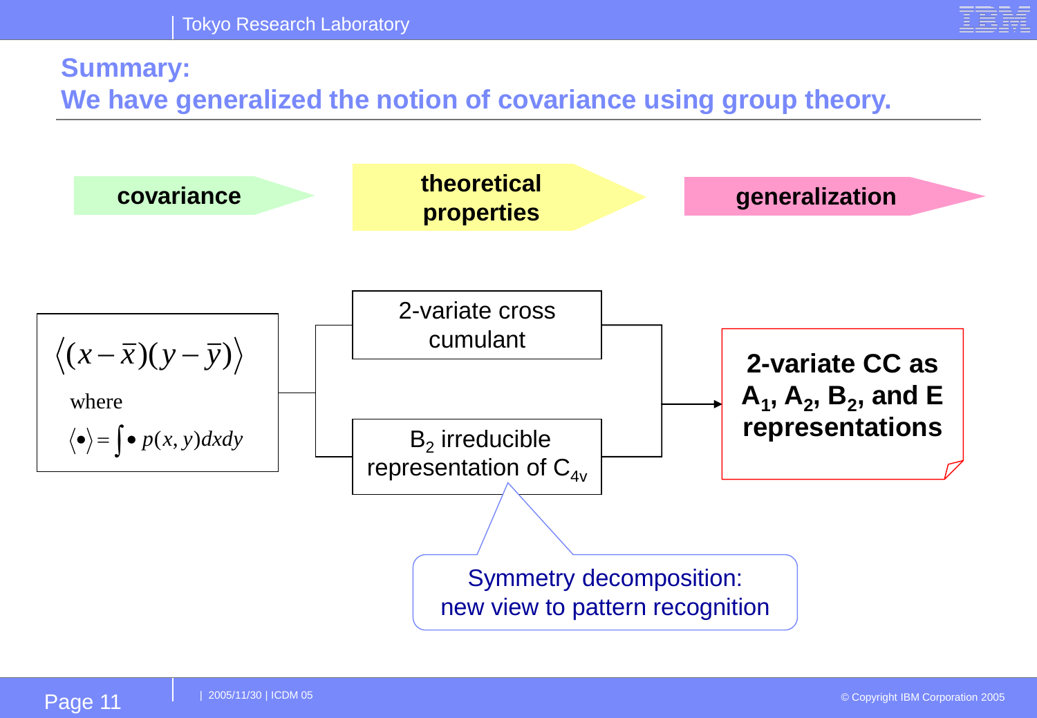## Summary:
## We have generalized the notion of covariance using group theory.

**covariance** → **theoretical properties** → **generalization**

$$\left\langle (x-\bar{x})(y-\bar{y}) \right\rangle$$

where

$$\left\langle \bullet \right\rangle = \int \bullet \, p(x,y)dxdy$$

- 2-variate cross cumulant
- $B_2$ irreducible representation of $C_{4v}$

→ **2-variate CC as $A_1$, $A_2$, $B_2$, and E representations**

Symmetry decomposition: new view to pattern recognition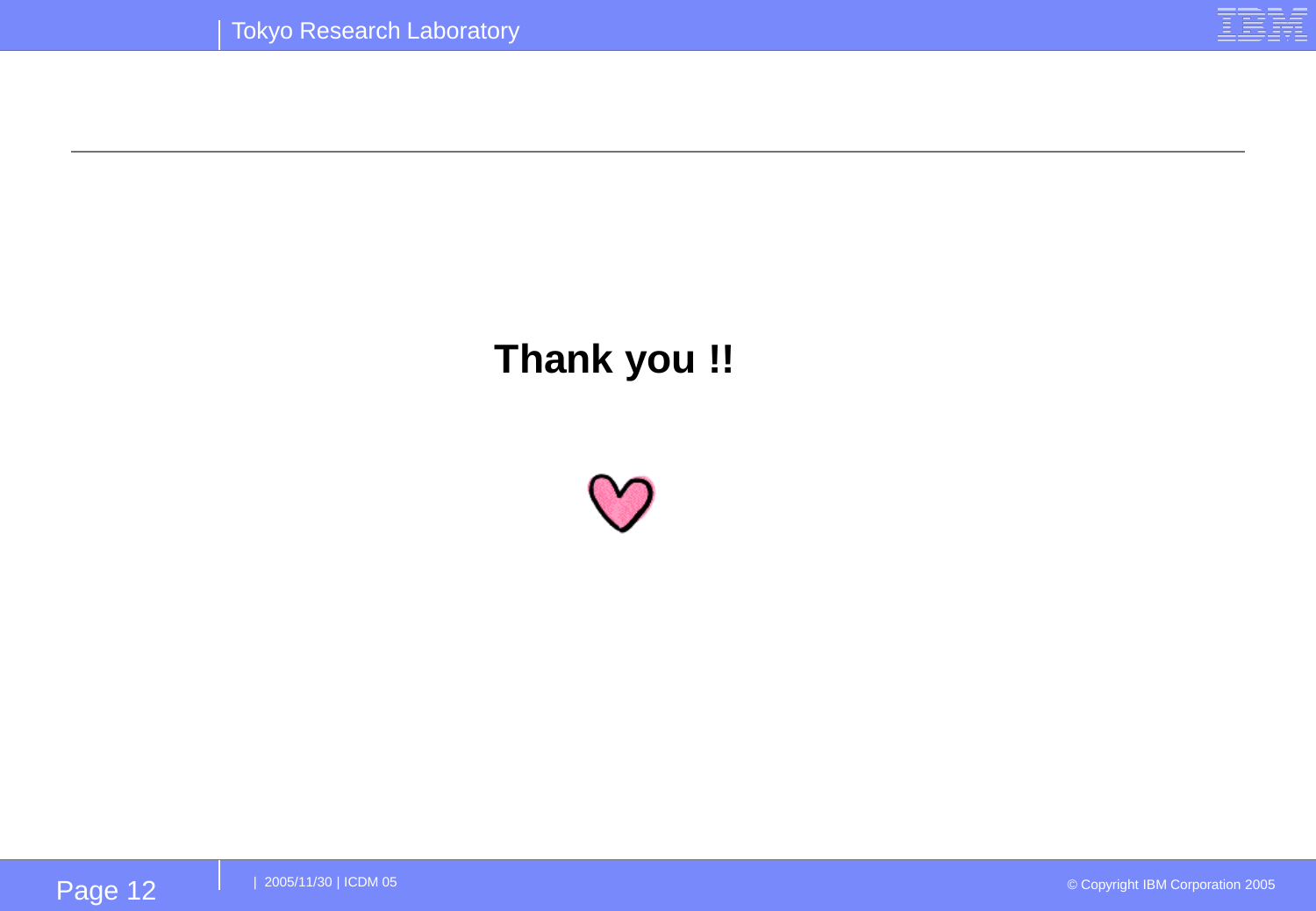**Thank you !!**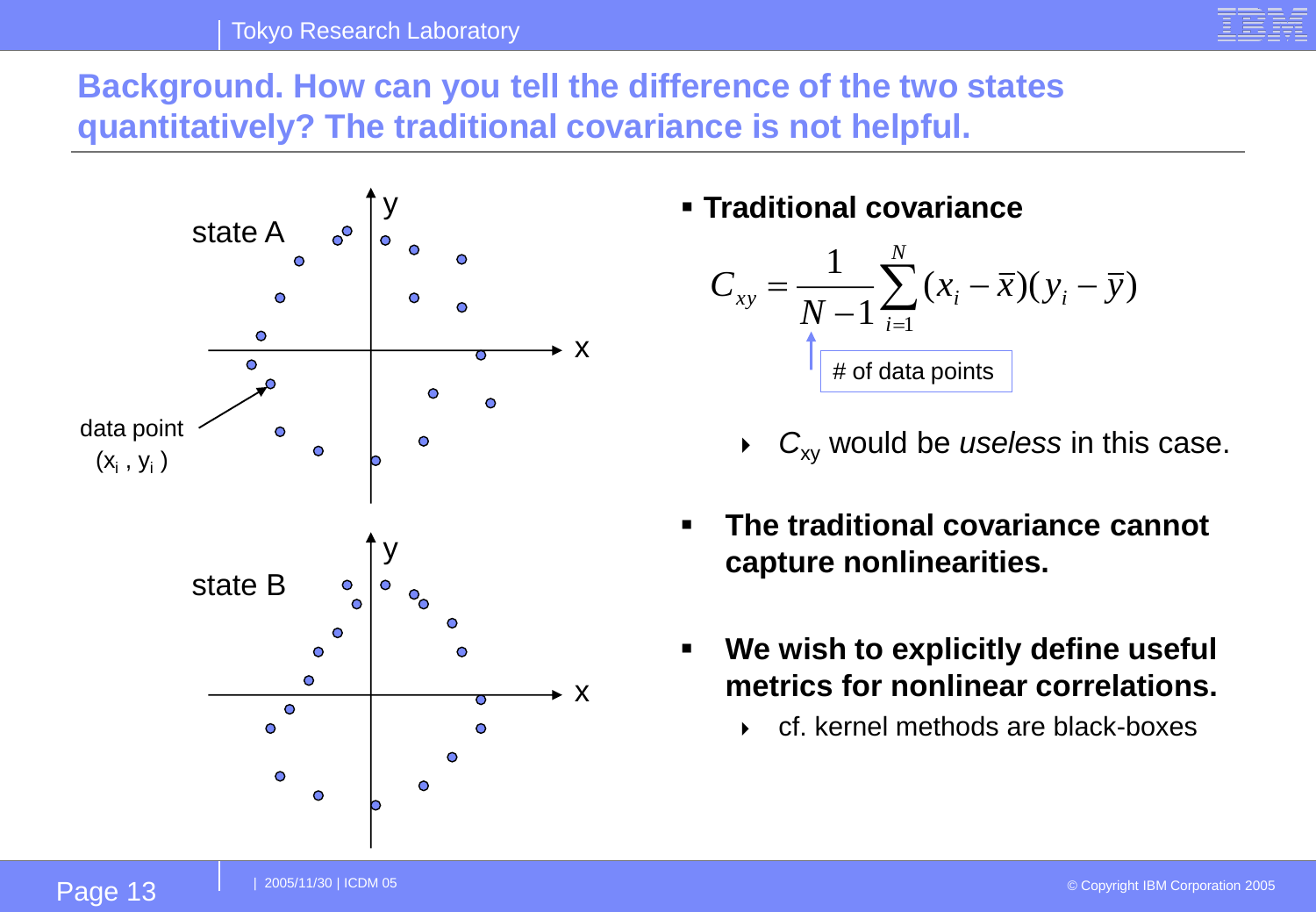# Background. How can you tell the difference of the two states quantitatively? The traditional covariance is not helpful.

state A

data point $(x_i, y_i)$

state B

- **Traditional covariance**

$$C_{xy} = \frac{1}{N-1}\sum_{i=1}^{N}(x_i - \bar{x})(y_i - \bar{y})$$

# of data points

  - $C_{xy}$ would be *useless* in this case.

- **The traditional covariance cannot capture nonlinearities.**

- **We wish to explicitly define useful metrics for nonlinear correlations.**
  - cf. kernel methods are black-boxes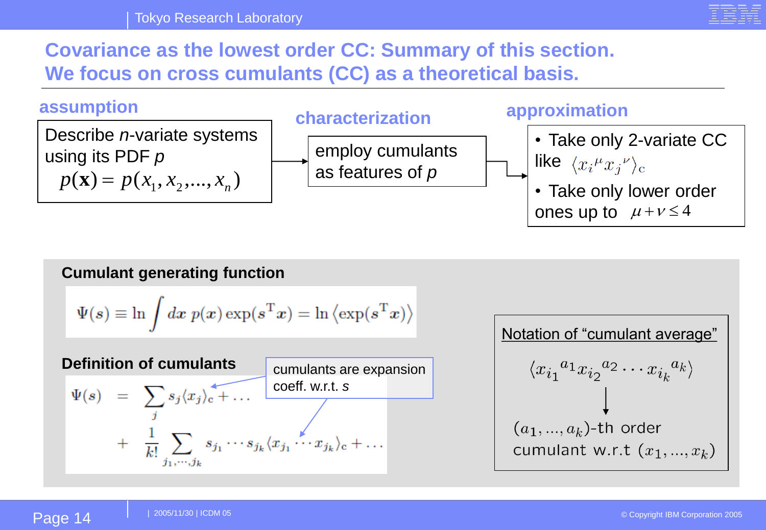# Covariance as the lowest order CC: Summary of this section.
# We focus on cross cumulants (CC) as a theoretical basis.

### assumption

Describe $n$-variate systems using its PDF $p$

$$p(\mathbf{x}) = p(x_1, x_2, ..., x_n)$$

### characterization

employ cumulants as features of $p$

### approximation

- Take only 2-variate CC like $\langle {x_i}^{\mu} {x_j}^{\nu} \rangle_{\mathrm{c}}$
- Take only lower order ones up to $\mu + \nu \leq 4$

**Cumulant generating function**

$$\Psi(\boldsymbol{s}) \equiv \ln \int d\boldsymbol{x}\; p(\boldsymbol{x}) \exp(\boldsymbol{s}^{\mathrm{T}}\boldsymbol{x}) = \ln \langle \exp(\boldsymbol{s}^{\mathrm{T}}\boldsymbol{x}) \rangle$$

**Definition of cumulants**

$$\Psi(\boldsymbol{s}) = \sum_j s_j \langle x_j \rangle_{\mathrm{c}} + \dots + \frac{1}{k!} \sum_{j_1,\cdots,j_k} s_{j_1} \cdots s_{j_k} \langle x_{j_1} \cdots x_{j_k} \rangle_{\mathrm{c}} + \dots$$

cumulants are expansion coeff. w.r.t. $s$

Notation of "cumulant average"

$$\langle {x_{i_1}}^{a_1} {x_{i_2}}^{a_2} \cdots {x_{i_k}}^{a_k} \rangle$$

↓

$(a_1, ..., a_k)$-th order cumulant w.r.t $(x_1, ..., x_k)$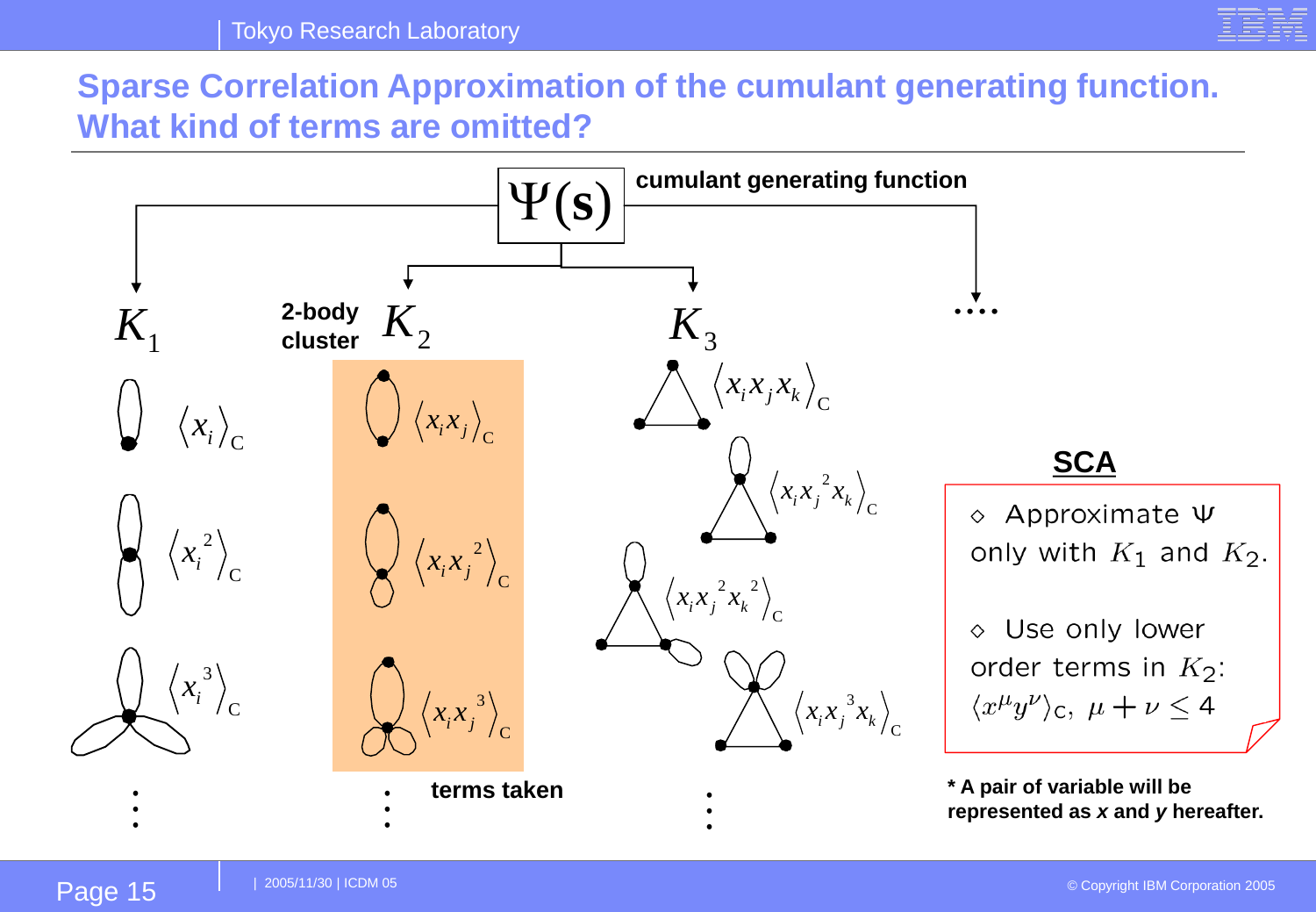# Sparse Correlation Approximation of the cumulant generating function. What kind of terms are omitted?

$\Psi(\mathbf{s})$ **cumulant generating function**

$K_1$

- $\langle x_i \rangle_C$
- $\langle x_i^2 \rangle_C$
- $\langle x_i^3 \rangle_C$
- ⋮

**2-body cluster** $K_2$

- $\langle x_i x_j \rangle_C$
- $\langle x_i x_j^2 \rangle_C$
- $\langle x_i x_j^3 \rangle_C$
- ⋮

**terms taken**

$K_3$

- $\langle x_i x_j x_k \rangle_C$
- $\langle x_i x_j^2 x_k \rangle_C$
- $\langle x_i x_j^2 x_k^2 \rangle_C$
- $\langle x_i x_j^3 x_k \rangle_C$
- ⋮

....

## SCA

◇ Approximate $\Psi$ only with $K_1$ and $K_2$.

◇ Use only lower order terms in $K_2$: $\langle x^{\mu} y^{\nu} \rangle_C$, $\mu + \nu \leq 4$

**\* A pair of variable will be represented as *x* and *y* hereafter.**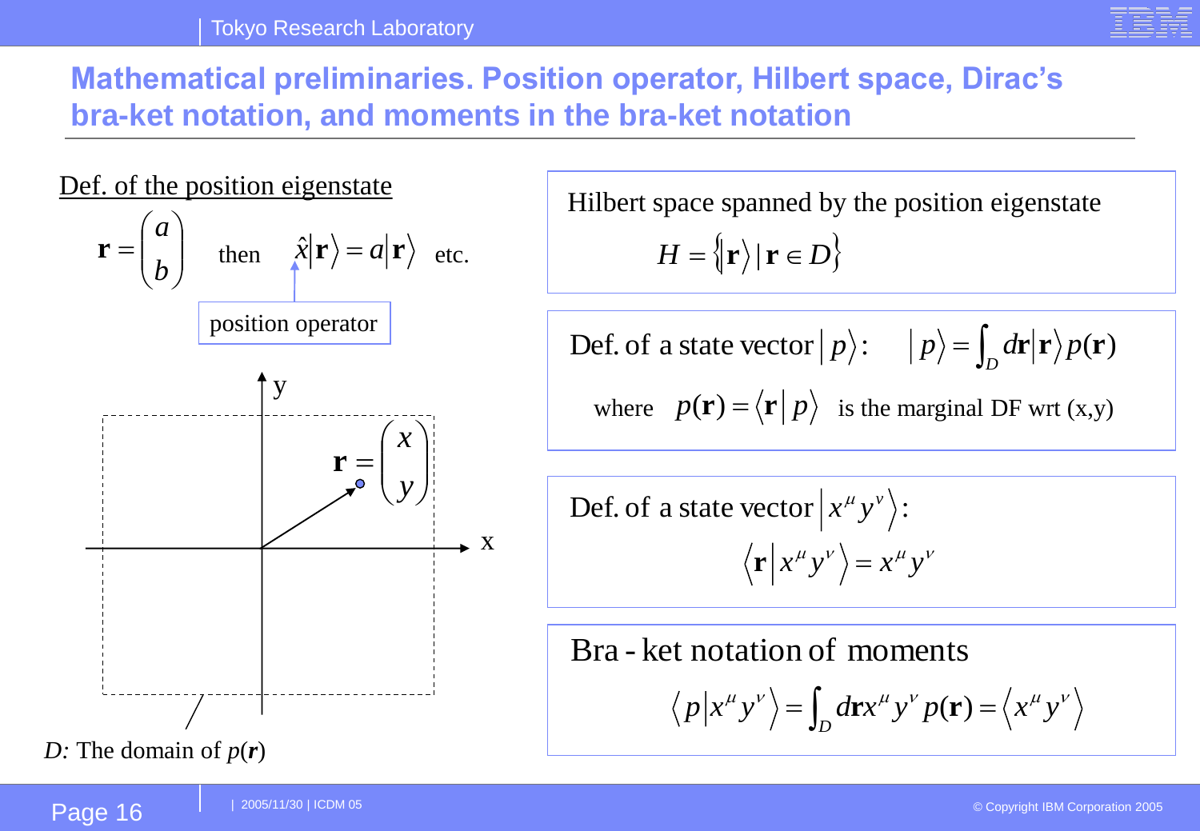# Mathematical preliminaries. Position operator, Hilbert space, Dirac's bra-ket notation, and moments in the bra-ket notation

Def. of the position eigenstate

$$\mathbf{r} = \begin{pmatrix} a \\ b \end{pmatrix} \quad \text{then} \quad \hat{x}|\mathbf{r}\rangle = a|\mathbf{r}\rangle \quad \text{etc.}$$

position operator

y

$$\mathbf{r} = \begin{pmatrix} x \\ y \end{pmatrix}$$

x

*D:* The domain of $p(\boldsymbol{r})$

Hilbert space spanned by the position eigenstate

$$H = \{|\mathbf{r}\rangle \mid \mathbf{r} \in D\}$$

Def. of a state vector $|p\rangle$: $\quad |p\rangle = \int_D d\mathbf{r}|\mathbf{r}\rangle p(\mathbf{r})$

where $p(\mathbf{r}) = \langle \mathbf{r} | p \rangle$ is the marginal DF wrt (x,y)

Def. of a state vector $|x^\mu y^\nu\rangle$:

$$\langle \mathbf{r} | x^\mu y^\nu \rangle = x^\mu y^\nu$$

Bra-ket notation of moments

$$\langle p | x^\mu y^\nu \rangle = \int_D d\mathbf{r} x^\mu y^\nu p(\mathbf{r}) = \langle x^\mu y^\nu \rangle$$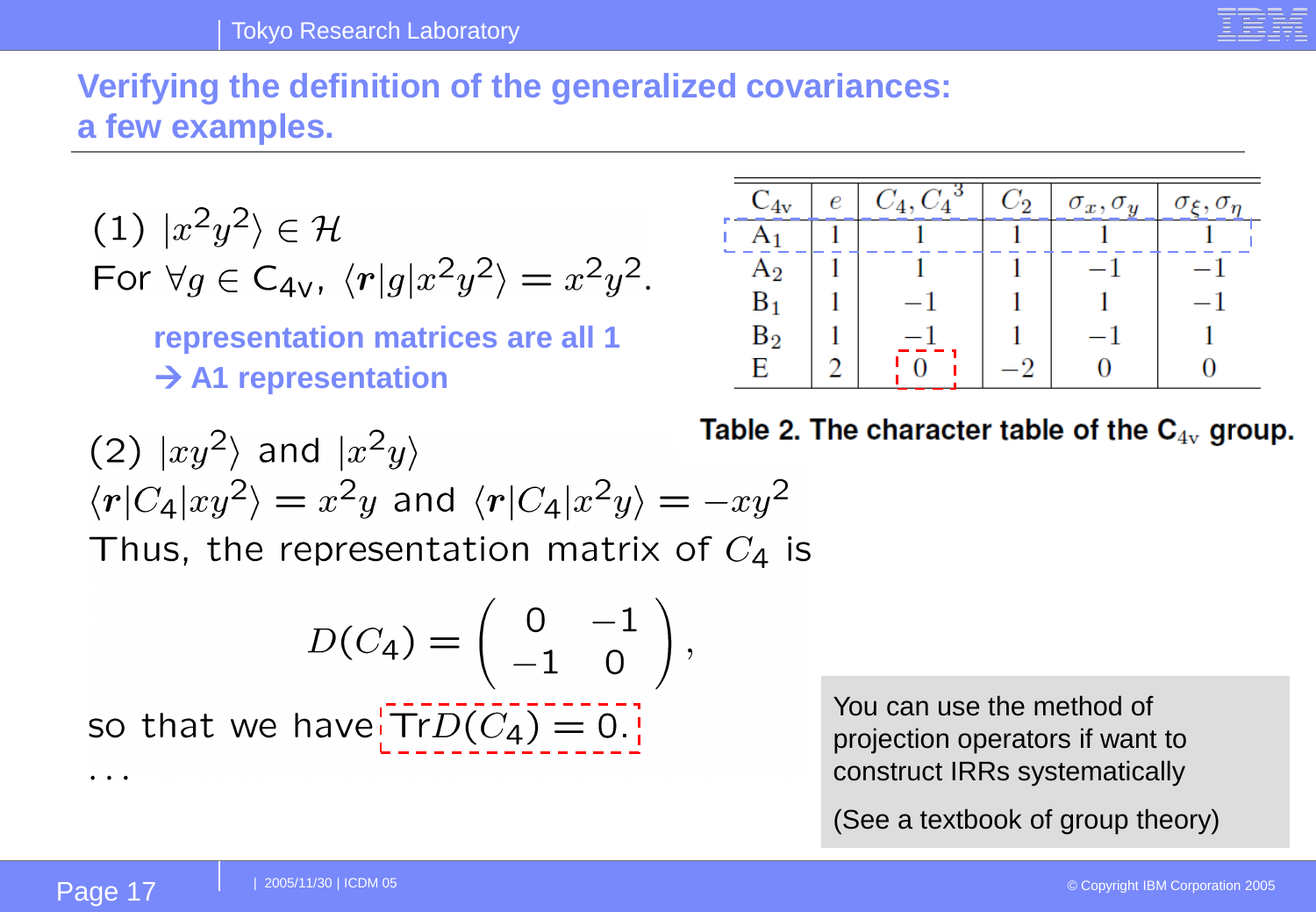# Verifying the definition of the generalized covariances: a few examples.

(1) $|x^2y^2\rangle \in \mathcal{H}$

For $\forall g \in \mathrm{C}_{4\mathrm{v}}$, $\langle \boldsymbol{r}|g|x^2y^2\rangle = x^2y^2$.

**representation matrices are all 1**
**→ A1 representation**

| $\mathrm{C}_{4\mathrm{v}}$ | $e$ | $C_4, {C_4}^3$ | $C_2$ | $\sigma_x, \sigma_y$ | $\sigma_\xi, \sigma_\eta$ |
|---|---|---|---|---|---|
| $\mathrm{A}_1$ | 1 | 1 | 1 | 1 | 1 |
| $\mathrm{A}_2$ | 1 | 1 | 1 | $-1$ | $-1$ |
| $\mathrm{B}_1$ | 1 | $-1$ | 1 | 1 | $-1$ |
| $\mathrm{B}_2$ | 1 | $-1$ | 1 | $-1$ | 1 |
| E | 2 | 0 | $-2$ | 0 | 0 |

**Table 2. The character table of the $\mathrm{C}_{4\mathrm{v}}$ group.**

(2) $|xy^2\rangle$ and $|x^2y\rangle$

$\langle \boldsymbol{r}|C_4|xy^2\rangle = x^2y$ and $\langle \boldsymbol{r}|C_4|x^2y\rangle = -xy^2$

Thus, the representation matrix of $C_4$ is

$$D(C_4) = \begin{pmatrix} 0 & -1 \\ -1 & 0 \end{pmatrix},$$

so that we have $\mathrm{Tr}D(C_4) = 0.$

...

You can use the method of projection operators if want to construct IRRs systematically

(See a textbook of group theory)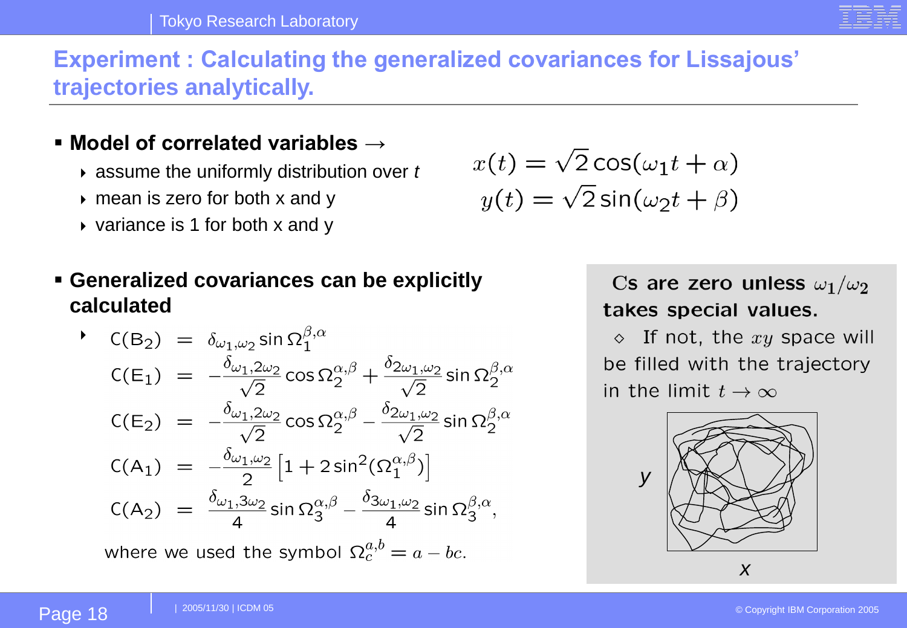# Experiment : Calculating the generalized covariances for Lissajous' trajectories analytically.

- **Model of correlated variables →**
  - assume the uniformly distribution over *t*
  - mean is zero for both x and y
  - variance is 1 for both x and y

$$x(t) = \sqrt{2}\cos(\omega_1 t + \alpha)$$
$$y(t) = \sqrt{2}\sin(\omega_2 t + \beta)$$

- **Generalized covariances can be explicitly calculated**

$$\begin{aligned}
\mathrm{C}(\mathrm{B}_2) &= \delta_{\omega_1,\omega_2} \sin\Omega_1^{\beta,\alpha} \\
\mathrm{C}(\mathrm{E}_1) &= -\frac{\delta_{\omega_1,2\omega_2}}{\sqrt{2}}\cos\Omega_2^{\alpha,\beta} + \frac{\delta_{2\omega_1,\omega_2}}{\sqrt{2}}\sin\Omega_2^{\beta,\alpha} \\
\mathrm{C}(\mathrm{E}_2) &= -\frac{\delta_{\omega_1,2\omega_2}}{\sqrt{2}}\cos\Omega_2^{\alpha,\beta} - \frac{\delta_{2\omega_1,\omega_2}}{\sqrt{2}}\sin\Omega_2^{\beta,\alpha} \\
\mathrm{C}(\mathrm{A}_1) &= -\frac{\delta_{\omega_1,\omega_2}}{2}\left[1 + 2\sin^2(\Omega_1^{\alpha,\beta})\right] \\
\mathrm{C}(\mathrm{A}_2) &= \frac{\delta_{\omega_1,3\omega_2}}{4}\sin\Omega_3^{\alpha,\beta} - \frac{\delta_{3\omega_1,\omega_2}}{4}\sin\Omega_3^{\beta,\alpha},
\end{aligned}$$

where we used the symbol $\Omega_c^{a,b} = a - bc$.

Cs are zero unless $\omega_1/\omega_2$ takes special values.

◇ If not, the $xy$ space will be filled with the trajectory in the limit $t \to \infty$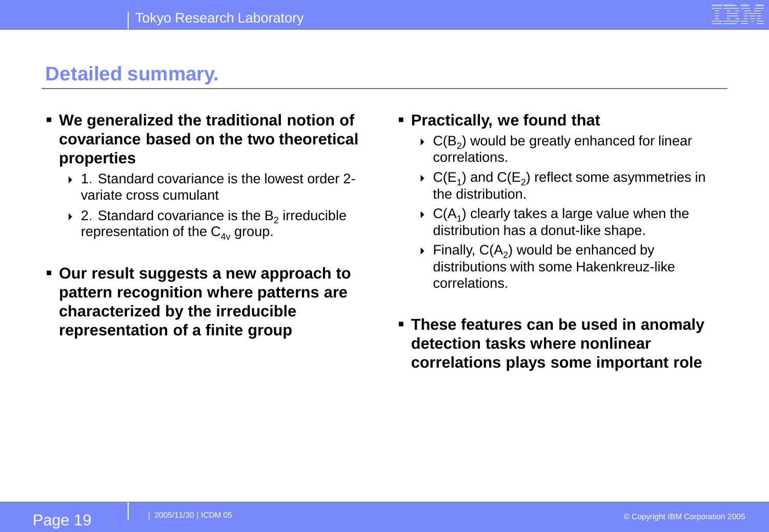# Detailed summary.

- **We generalized the traditional notion of covariance based on the two theoretical properties**
  - 1. Standard covariance is the lowest order 2-variate cross cumulant
  - 2. Standard covariance is the $B_2$ irreducible representation of the $C_{4v}$ group.
- **Our result suggests a new approach to pattern recognition where patterns are characterized by the irreducible representation of a finite group**

- **Practically, we found that**
  - $C(B_2)$ would be greatly enhanced for linear correlations.
  - $C(E_1)$ and $C(E_2)$ reflect some asymmetries in the distribution.
  - $C(A_1)$ clearly takes a large value when the distribution has a donut-like shape.
  - Finally, $C(A_2)$ would be enhanced by distributions with some Hakenkreuz-like correlations.
- **These features can be used in anomaly detection tasks where nonlinear correlations plays some important role**